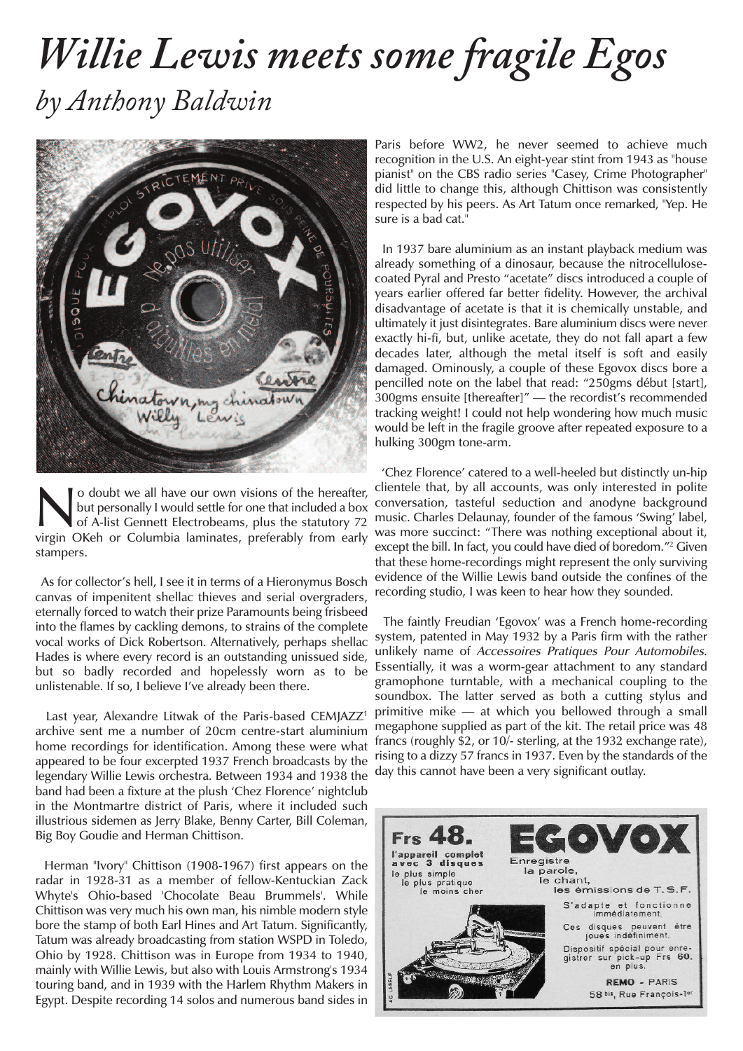// Removed: ["# *Willie Lewis meets some fragile Egos*\n\n## *by Anthony Baldwin*"] → heading reflow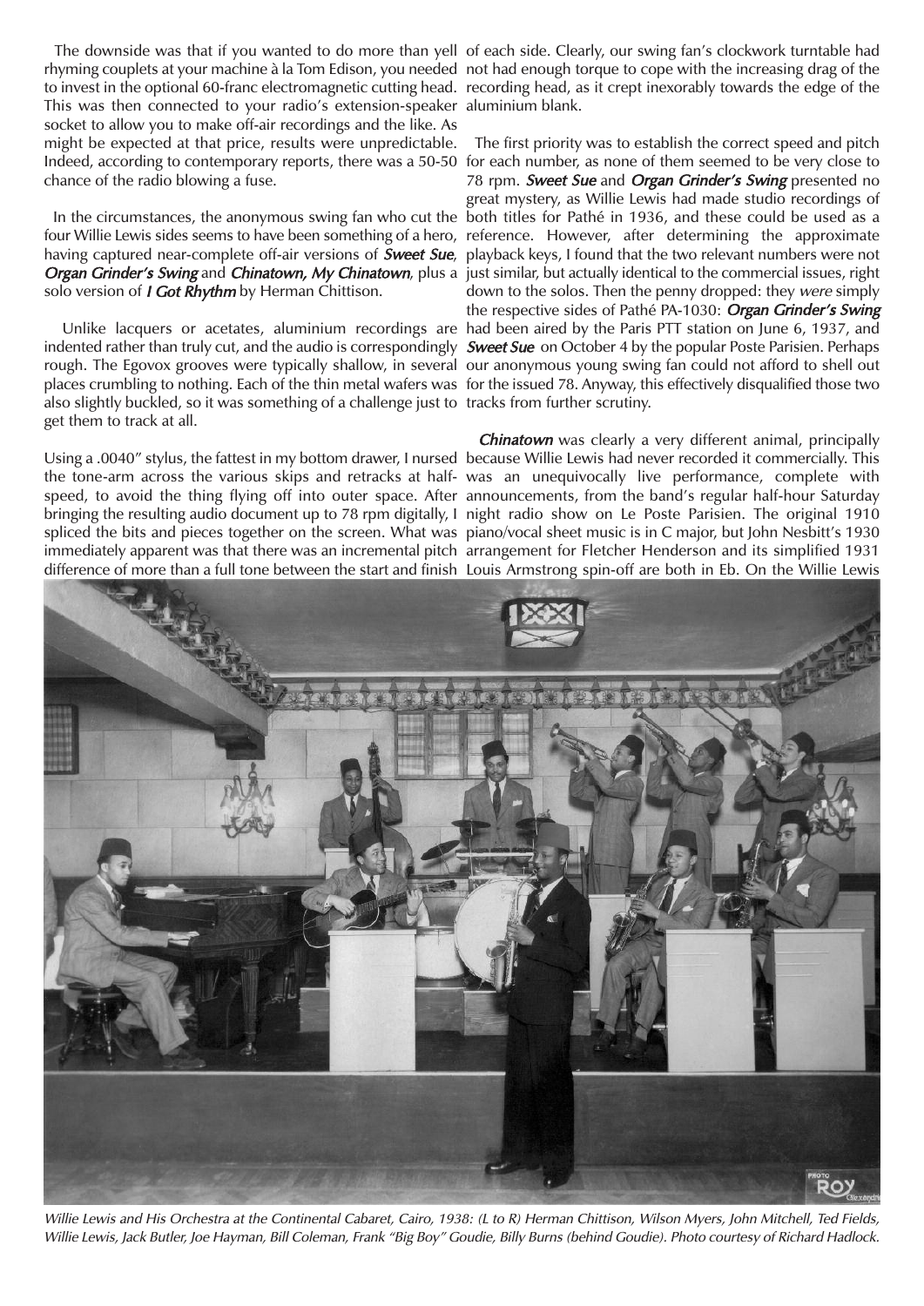The downside was that if you wanted to do more than yell rhyming couplets at your machine à la Tom Edison, you needed to invest in the optional 60-franc electromagnetic cutting head. This was then connected to your radio's extension-speaker socket to allow you to make off-air recordings and the like. As might be expected at that price, results were unpredictable. Indeed, according to contemporary reports, there was a 50-50 chance of the radio blowing a fuse.

In the circumstances, the anonymous swing fan who cut the four Willie Lewis sides seems to have been something of a hero, having captured near-complete off-air versions of ***Sweet Sue***, ***Organ Grinder's Swing*** and ***Chinatown, My Chinatown***, plus a solo version of ***I Got Rhythm*** by Herman Chittison.

Unlike lacquers or acetates, aluminium recordings are indented rather than truly cut, and the audio is correspondingly rough. The Egovox grooves were typically shallow, in several places crumbling to nothing. Each of the thin metal wafers was also slightly buckled, so it was something of a challenge just to get them to track at all.

Using a .0040" stylus, the fattest in my bottom drawer, I nursed the tone-arm across the various skips and retracks at half-speed, to avoid the thing flying off into outer space. After bringing the resulting audio document up to 78 rpm digitally, I spliced the bits and pieces together on the screen. What was immediately apparent was that there was an incremental pitch difference of more than a full tone between the start and finish of each side. Clearly, our swing fan's clockwork turntable had not had enough torque to cope with the increasing drag of the recording head, as it crept inexorably towards the edge of the aluminium blank.

The first priority was to establish the correct speed and pitch for each number, as none of them seemed to be very close to 78 rpm. ***Sweet Sue*** and ***Organ Grinder's Swing*** presented no great mystery, as Willie Lewis had made studio recordings of both titles for Pathé in 1936, and these could be used as a reference. However, after determining the approximate playback keys, I found that the two relevant numbers were not just similar, but actually identical to the commercial issues, right down to the solos. Then the penny dropped: they *were* simply the respective sides of Pathé PA-1030: ***Organ Grinder's Swing*** had been aired by the Paris PTT station on June 6, 1937, and ***Sweet Sue*** on October 4 by the popular Poste Parisien. Perhaps our anonymous young swing fan could not afford to shell out for the issued 78. Anyway, this effectively disqualified those two tracks from further scrutiny.

***Chinatown*** was clearly a very different animal, principally because Willie Lewis had never recorded it commercially. This was an unequivocally live performance, complete with announcements, from the band's regular half-hour Saturday night radio show on Le Poste Parisien. The original 1910 piano/vocal sheet music is in C major, but John Nesbitt's 1930 arrangement for Fletcher Henderson and its simplified 1931 Louis Armstrong spin-off are both in Eb. On the Willie Lewis

*Willie Lewis and His Orchestra at the Continental Cabaret, Cairo, 1938: (L to R) Herman Chittison, Wilson Myers, John Mitchell, Ted Fields, Willie Lewis, Jack Butler, Joe Hayman, Bill Coleman, Frank "Big Boy" Goudie, Billy Burns (behind Goudie). Photo courtesy of Richard Hadlock.*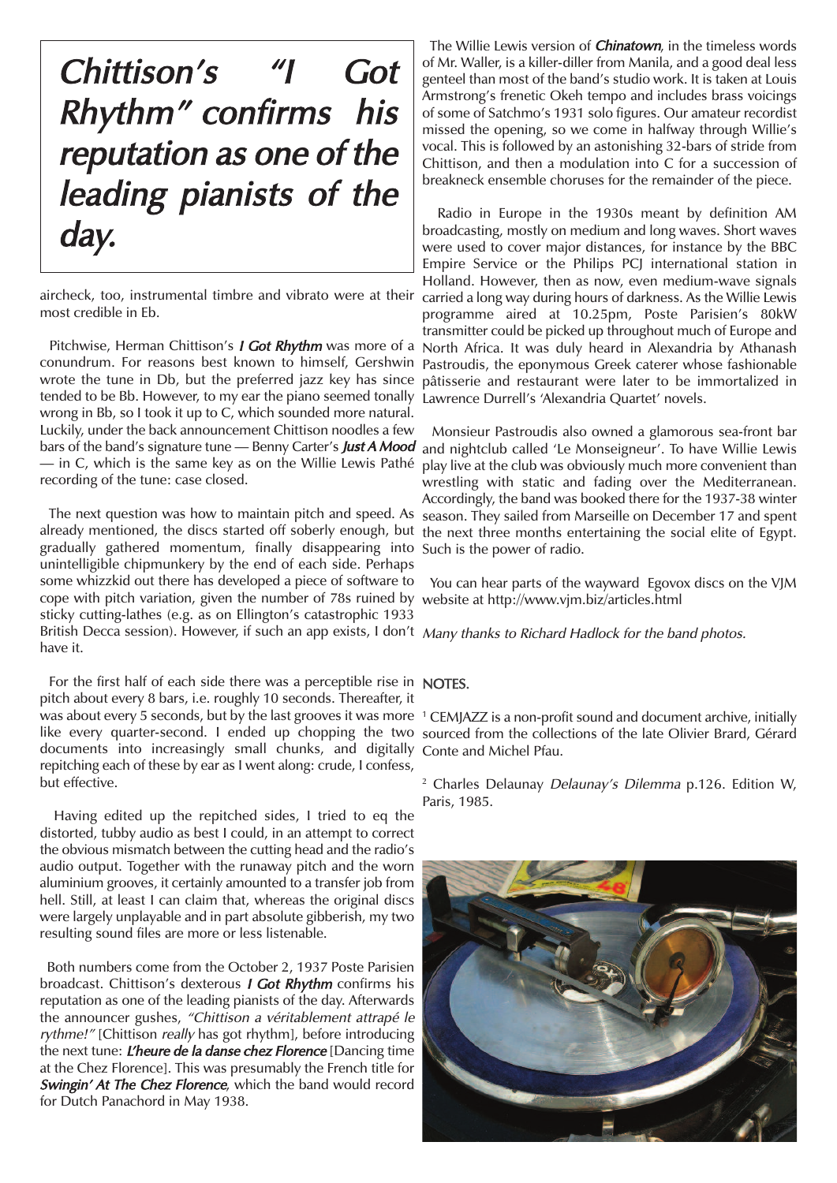> *Chittison's "I Got Rhythm" confirms his reputation as one of the leading pianists of the day.*

aircheck, too, instrumental timbre and vibrato were at their most credible in Eb.

Pitchwise, Herman Chittison's ***I Got Rhythm*** was more of a conundrum. For reasons best known to himself, Gershwin wrote the tune in Db, but the preferred jazz key has since tended to be Bb. However, to my ear the piano seemed tonally wrong in Bb, so I took it up to C, which sounded more natural. Luckily, under the back announcement Chittison noodles a few bars of the band's signature tune — Benny Carter's ***Just A Mood*** — in C, which is the same key as on the Willie Lewis Pathé recording of the tune: case closed.

The next question was how to maintain pitch and speed. As already mentioned, the discs started off soberly enough, but gradually gathered momentum, finally disappearing into unintelligible chipmunkery by the end of each side. Perhaps some whizzkid out there has developed a piece of software to cope with pitch variation, given the number of 78s ruined by sticky cutting-lathes (e.g. as on Ellington's catastrophic 1933 British Decca session). However, if such an app exists, I don't have it.

For the first half of each side there was a perceptible rise in pitch about every 8 bars, i.e. roughly 10 seconds. Thereafter, it was about every 5 seconds, but by the last grooves it was more like every quarter-second. I ended up chopping the two documents into increasingly small chunks, and digitally repitching each of these by ear as I went along: crude, I confess, but effective.

Having edited up the repitched sides, I tried to eq the distorted, tubby audio as best I could, in an attempt to correct the obvious mismatch between the cutting head and the radio's audio output. Together with the runaway pitch and the worn aluminium grooves, it certainly amounted to a transfer job from hell. Still, at least I can claim that, whereas the original discs were largely unplayable and in part absolute gibberish, my two resulting sound files are more or less listenable.

Both numbers come from the October 2, 1937 Poste Parisien broadcast. Chittison's dexterous ***I Got Rhythm*** confirms his reputation as one of the leading pianists of the day. Afterwards the announcer gushes, *"Chittison a véritablement attrapé le rythme!"* [Chittison *really* has got rhythm], before introducing the next tune: ***L'heure de la danse chez Florence*** [Dancing time at the Chez Florence]. This was presumably the French title for ***Swingin' At The Chez Florence***, which the band would record for Dutch Panachord in May 1938.

The Willie Lewis version of ***Chinatown***, in the timeless words of Mr. Waller, is a killer-diller from Manila, and a good deal less genteel than most of the band's studio work. It is taken at Louis Armstrong's frenetic Okeh tempo and includes brass voicings of some of Satchmo's 1931 solo figures. Our amateur recordist missed the opening, so we come in halfway through Willie's vocal. This is followed by an astonishing 32-bars of stride from Chittison, and then a modulation into C for a succession of breakneck ensemble choruses for the remainder of the piece.

Radio in Europe in the 1930s meant by definition AM broadcasting, mostly on medium and long waves. Short waves were used to cover major distances, for instance by the BBC Empire Service or the Philips PCJ international station in Holland. However, then as now, even medium-wave signals carried a long way during hours of darkness. As the Willie Lewis programme aired at 10.25pm, Poste Parisien's 80kW transmitter could be picked up throughout much of Europe and North Africa. It was duly heard in Alexandria by Athanash Pastroudis, the eponymous Greek caterer whose fashionable pâtisserie and restaurant were later to be immortalized in Lawrence Durrell's 'Alexandria Quartet' novels.

Monsieur Pastroudis also owned a glamorous sea-front bar and nightclub called 'Le Monseigneur'. To have Willie Lewis play live at the club was obviously much more convenient than wrestling with static and fading over the Mediterranean. Accordingly, the band was booked there for the 1937-38 winter season. They sailed from Marseille on December 17 and spent the next three months entertaining the social elite of Egypt. Such is the power of radio.

You can hear parts of the wayward Egovox discs on the VJM website at http://www.vjm.biz/articles.html

*Many thanks to Richard Hadlock for the band photos.*

**NOTES.**

[1] CEMJAZZ is a non-profit sound and document archive, initially sourced from the collections of the late Olivier Brard, Gérard Conte and Michel Pfau.

[2] Charles Delaunay *Delaunay's Dilemma* p.126. Edition W, Paris, 1985.